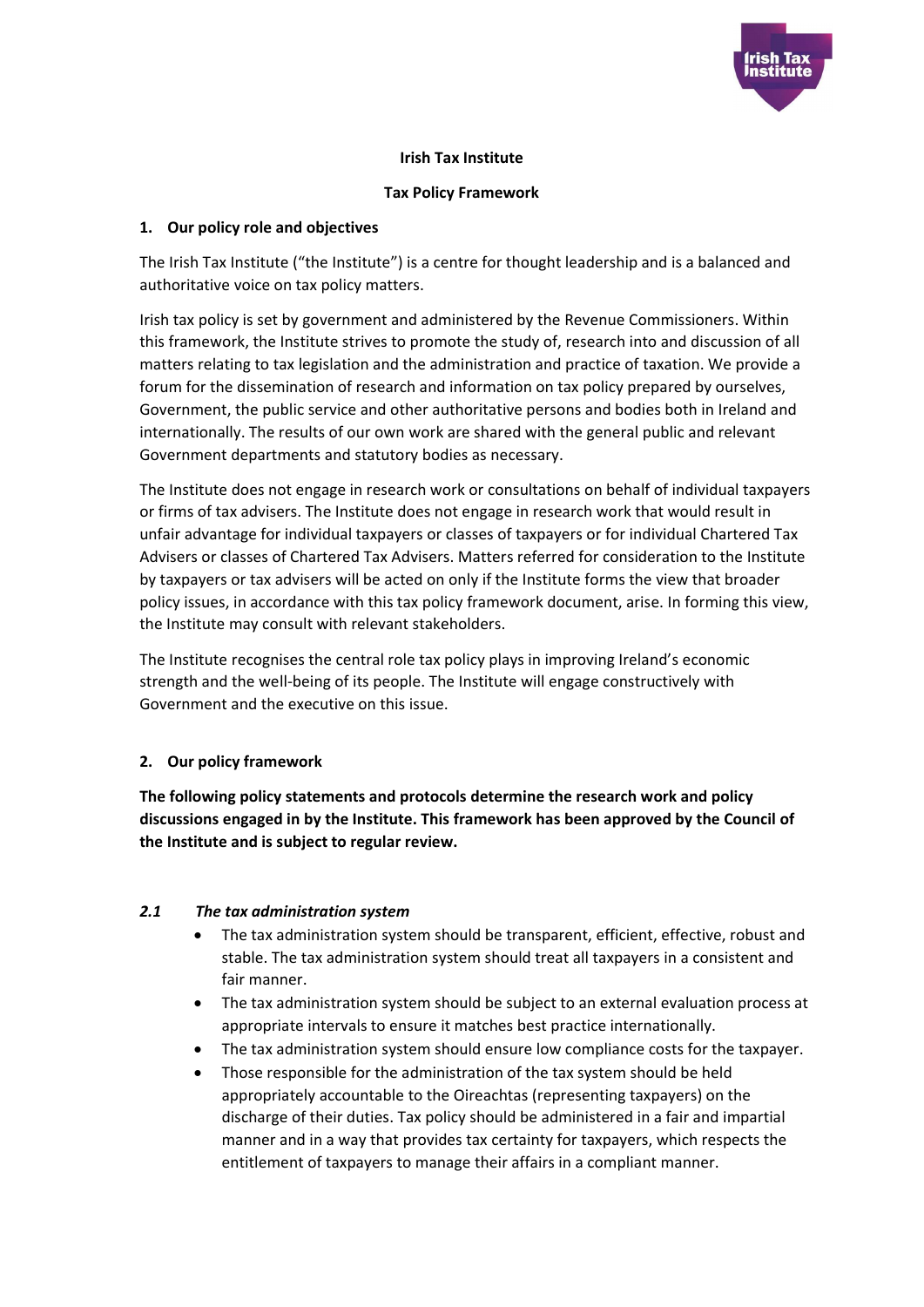**Irish Tax Institute**

**Tax Policy Framework**

## 1. Our policy role and objectives

The Irish Tax Institute ("the Institute") is a centre for thought leadership and is a balanced and authoritative voice on tax policy matters.

Irish tax policy is set by government and administered by the Revenue Commissioners. Within this framework, the Institute strives to promote the study of, research into and discussion of all matters relating to tax legislation and the administration and practice of taxation. We provide a forum for the dissemination of research and information on tax policy prepared by ourselves, Government, the public service and other authoritative persons and bodies both in Ireland and internationally. The results of our own work are shared with the general public and relevant Government departments and statutory bodies as necessary.

The Institute does not engage in research work or consultations on behalf of individual taxpayers or firms of tax advisers. The Institute does not engage in research work that would result in unfair advantage for individual taxpayers or classes of taxpayers or for individual Chartered Tax Advisers or classes of Chartered Tax Advisers. Matters referred for consideration to the Institute by taxpayers or tax advisers will be acted on only if the Institute forms the view that broader policy issues, in accordance with this tax policy framework document, arise. In forming this view, the Institute may consult with relevant stakeholders.

The Institute recognises the central role tax policy plays in improving Ireland's economic strength and the well-being of its people. The Institute will engage constructively with Government and the executive on this issue.

## 2. Our policy framework

**The following policy statements and protocols determine the research work and policy discussions engaged in by the Institute. This framework has been approved by the Council of the Institute and is subject to regular review.**

### *2.1 The tax administration system*

- The tax administration system should be transparent, efficient, effective, robust and stable. The tax administration system should treat all taxpayers in a consistent and fair manner.
- The tax administration system should be subject to an external evaluation process at appropriate intervals to ensure it matches best practice internationally.
- The tax administration system should ensure low compliance costs for the taxpayer.
- Those responsible for the administration of the tax system should be held appropriately accountable to the Oireachtas (representing taxpayers) on the discharge of their duties. Tax policy should be administered in a fair and impartial manner and in a way that provides tax certainty for taxpayers, which respects the entitlement of taxpayers to manage their affairs in a compliant manner.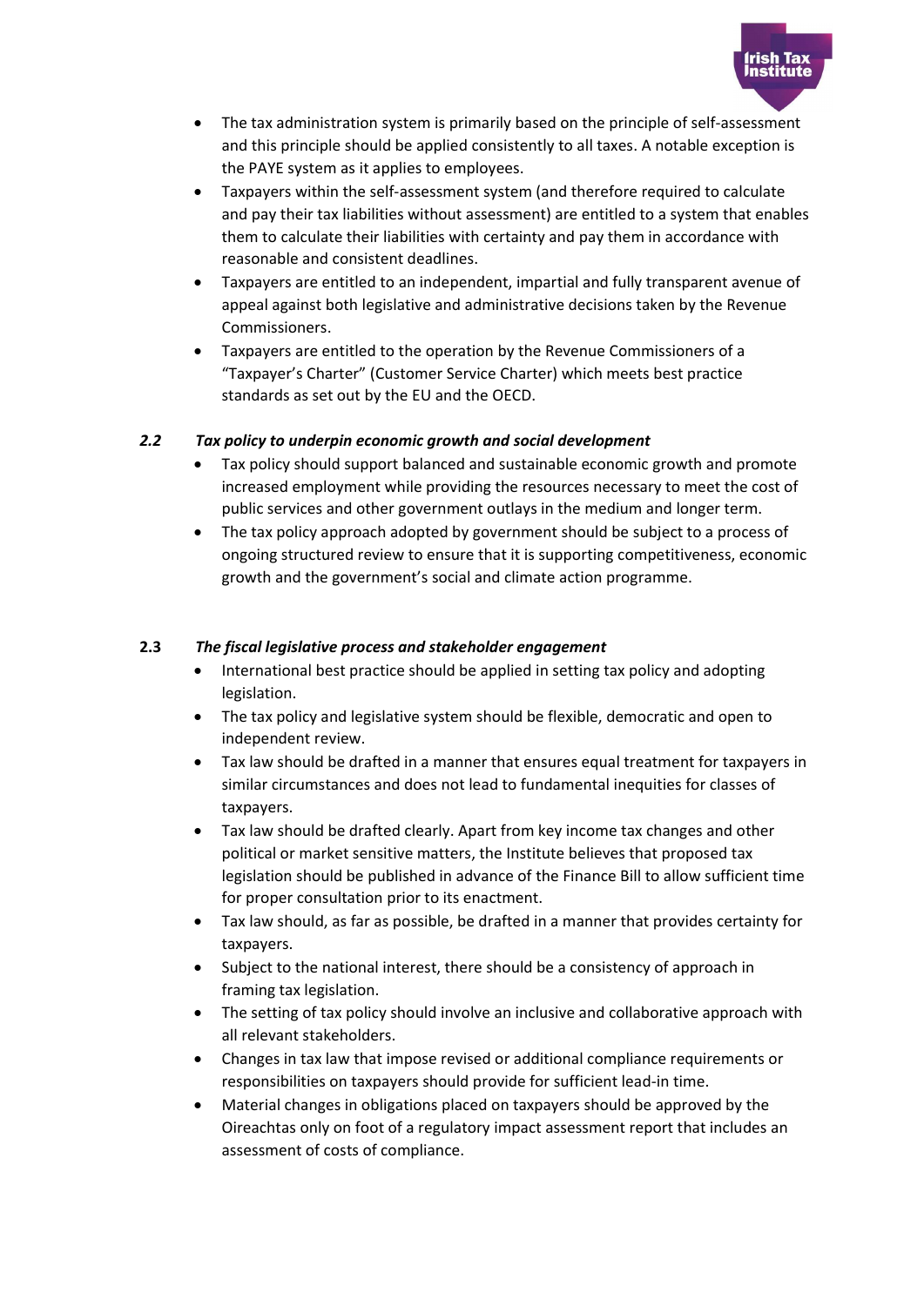- The tax administration system is primarily based on the principle of self-assessment and this principle should be applied consistently to all taxes. A notable exception is the PAYE system as it applies to employees.
- Taxpayers within the self-assessment system (and therefore required to calculate and pay their tax liabilities without assessment) are entitled to a system that enables them to calculate their liabilities with certainty and pay them in accordance with reasonable and consistent deadlines.
- Taxpayers are entitled to an independent, impartial and fully transparent avenue of appeal against both legislative and administrative decisions taken by the Revenue Commissioners.
- Taxpayers are entitled to the operation by the Revenue Commissioners of a "Taxpayer's Charter" (Customer Service Charter) which meets best practice standards as set out by the EU and the OECD.

### *2.2 Tax policy to underpin economic growth and social development*

- Tax policy should support balanced and sustainable economic growth and promote increased employment while providing the resources necessary to meet the cost of public services and other government outlays in the medium and longer term.
- The tax policy approach adopted by government should be subject to a process of ongoing structured review to ensure that it is supporting competitiveness, economic growth and the government's social and climate action programme.

### 2.3 *The fiscal legislative process and stakeholder engagement*

- International best practice should be applied in setting tax policy and adopting legislation.
- The tax policy and legislative system should be flexible, democratic and open to independent review.
- Tax law should be drafted in a manner that ensures equal treatment for taxpayers in similar circumstances and does not lead to fundamental inequities for classes of taxpayers.
- Tax law should be drafted clearly. Apart from key income tax changes and other political or market sensitive matters, the Institute believes that proposed tax legislation should be published in advance of the Finance Bill to allow sufficient time for proper consultation prior to its enactment.
- Tax law should, as far as possible, be drafted in a manner that provides certainty for taxpayers.
- Subject to the national interest, there should be a consistency of approach in framing tax legislation.
- The setting of tax policy should involve an inclusive and collaborative approach with all relevant stakeholders.
- Changes in tax law that impose revised or additional compliance requirements or responsibilities on taxpayers should provide for sufficient lead-in time.
- Material changes in obligations placed on taxpayers should be approved by the Oireachtas only on foot of a regulatory impact assessment report that includes an assessment of costs of compliance.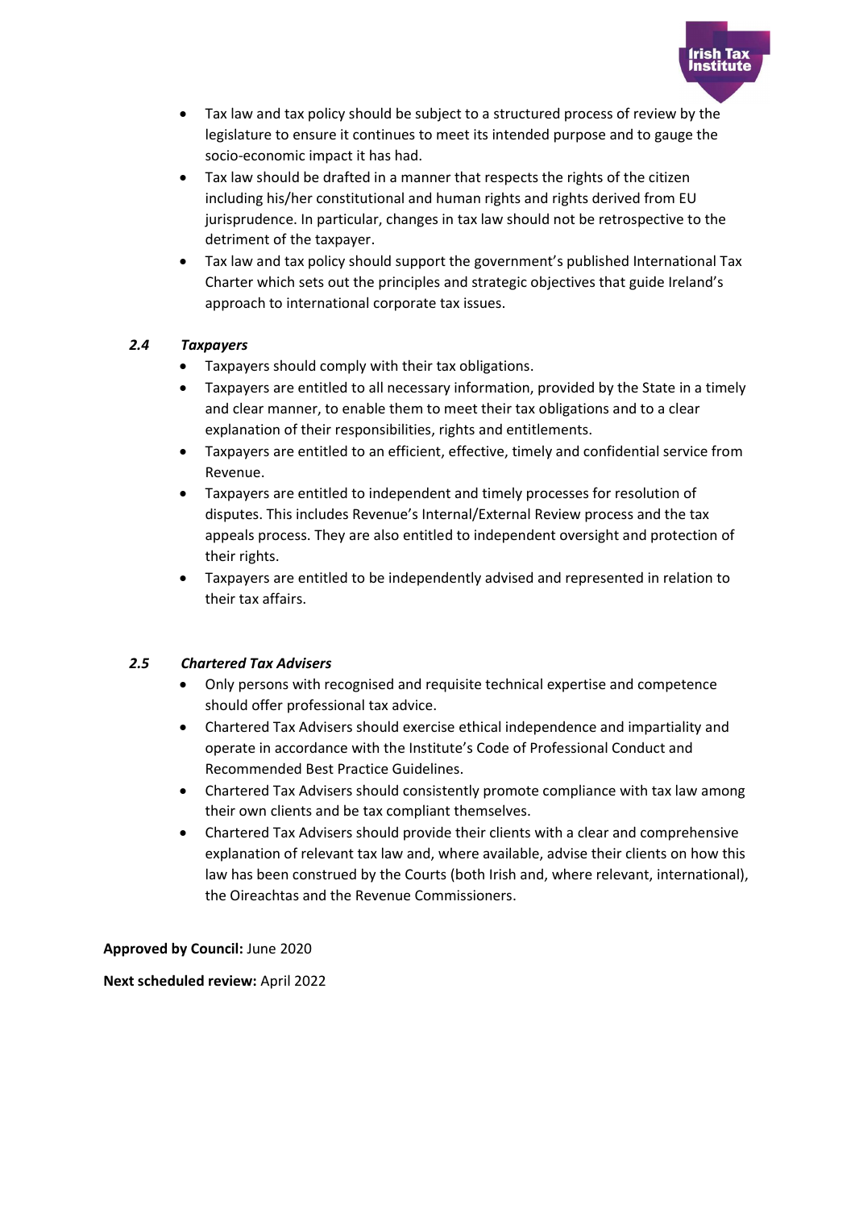- Tax law and tax policy should be subject to a structured process of review by the legislature to ensure it continues to meet its intended purpose and to gauge the socio-economic impact it has had.
- Tax law should be drafted in a manner that respects the rights of the citizen including his/her constitutional and human rights and rights derived from EU jurisprudence. In particular, changes in tax law should not be retrospective to the detriment of the taxpayer.
- Tax law and tax policy should support the government's published International Tax Charter which sets out the principles and strategic objectives that guide Ireland's approach to international corporate tax issues.

### *2.4 Taxpayers*

- Taxpayers should comply with their tax obligations.
- Taxpayers are entitled to all necessary information, provided by the State in a timely and clear manner, to enable them to meet their tax obligations and to a clear explanation of their responsibilities, rights and entitlements.
- Taxpayers are entitled to an efficient, effective, timely and confidential service from Revenue.
- Taxpayers are entitled to independent and timely processes for resolution of disputes. This includes Revenue's Internal/External Review process and the tax appeals process. They are also entitled to independent oversight and protection of their rights.
- Taxpayers are entitled to be independently advised and represented in relation to their tax affairs.

### *2.5 Chartered Tax Advisers*

- Only persons with recognised and requisite technical expertise and competence should offer professional tax advice.
- Chartered Tax Advisers should exercise ethical independence and impartiality and operate in accordance with the Institute's Code of Professional Conduct and Recommended Best Practice Guidelines.
- Chartered Tax Advisers should consistently promote compliance with tax law among their own clients and be tax compliant themselves.
- Chartered Tax Advisers should provide their clients with a clear and comprehensive explanation of relevant tax law and, where available, advise their clients on how this law has been construed by the Courts (both Irish and, where relevant, international), the Oireachtas and the Revenue Commissioners.

**Approved by Council:** June 2020

**Next scheduled review:** April 2022